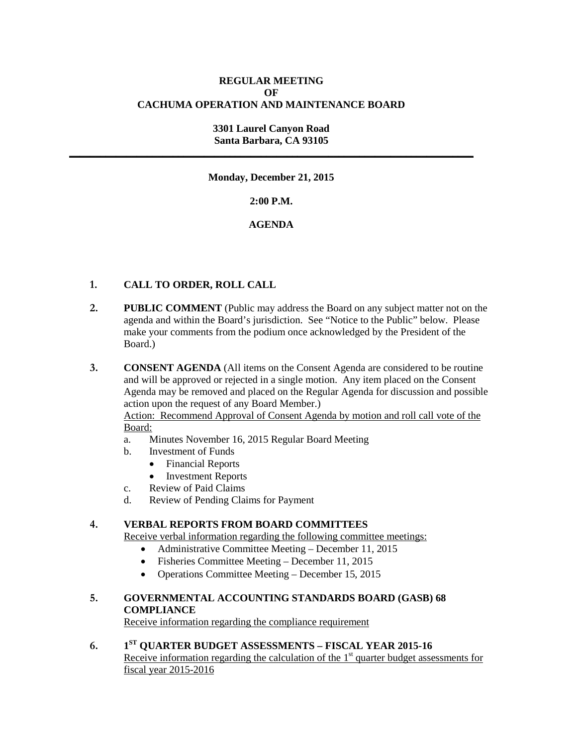**REGULAR MEETING**
**OF**
**CACHUMA OPERATION AND MAINTENANCE BOARD**

**3301 Laurel Canyon Road**
**Santa Barbara, CA 93105**

---

**Monday, December 21, 2015**

**2:00 P.M.**

**AGENDA**

**1. CALL TO ORDER, ROLL CALL**

**2. PUBLIC COMMENT** (Public may address the Board on any subject matter not on the agenda and within the Board's jurisdiction. See "Notice to the Public" below. Please make your comments from the podium once acknowledged by the President of the Board.)

**3. CONSENT AGENDA** (All items on the Consent Agenda are considered to be routine and will be approved or rejected in a single motion. Any item placed on the Consent Agenda may be removed and placed on the Regular Agenda for discussion and possible action upon the request of any Board Member.)
<u>Action: Recommend Approval of Consent Agenda by motion and roll call vote of the Board:</u>

a. Minutes November 16, 2015 Regular Board Meeting
b. Investment of Funds
   - Financial Reports
   - Investment Reports
c. Review of Paid Claims
d. Review of Pending Claims for Payment

**4. VERBAL REPORTS FROM BOARD COMMITTEES**
<u>Receive verbal information regarding the following committee meetings:</u>

- Administrative Committee Meeting – December 11, 2015
- Fisheries Committee Meeting – December 11, 2015
- Operations Committee Meeting – December 15, 2015

**5. GOVERNMENTAL ACCOUNTING STANDARDS BOARD (GASB) 68 COMPLIANCE**
<u>Receive information regarding the compliance requirement</u>

**6. 1ST QUARTER BUDGET ASSESSMENTS – FISCAL YEAR 2015-16**
<u>Receive information regarding the calculation of the 1st quarter budget assessments for fiscal year 2015-2016</u>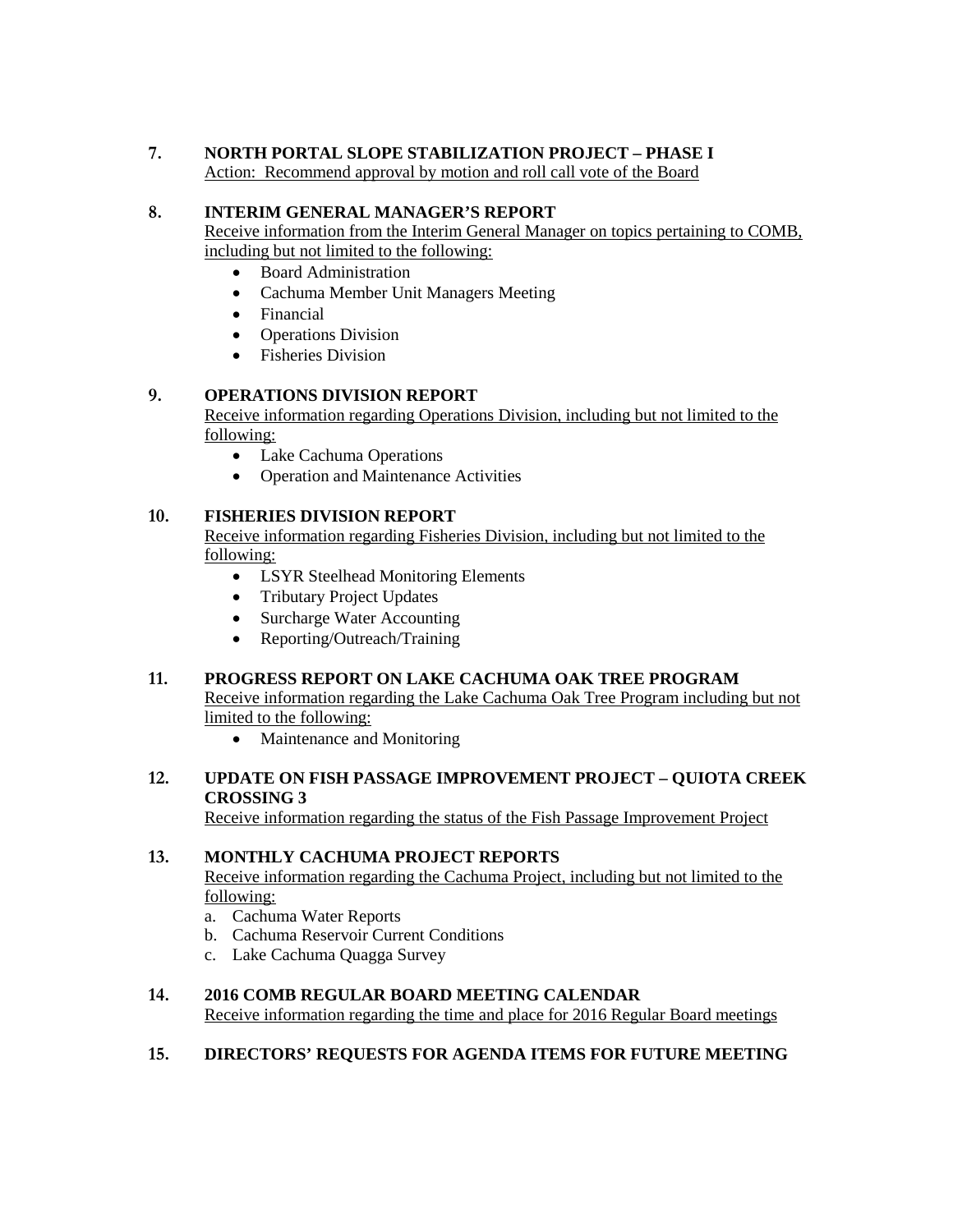**7. NORTH PORTAL SLOPE STABILIZATION PROJECT – PHASE I**

Action: Recommend approval by motion and roll call vote of the Board

**8. INTERIM GENERAL MANAGER'S REPORT**

Receive information from the Interim General Manager on topics pertaining to COMB, including but not limited to the following:

- Board Administration
- Cachuma Member Unit Managers Meeting
- Financial
- Operations Division
- Fisheries Division

**9. OPERATIONS DIVISION REPORT**

Receive information regarding Operations Division, including but not limited to the following:

- Lake Cachuma Operations
- Operation and Maintenance Activities

**10. FISHERIES DIVISION REPORT**

Receive information regarding Fisheries Division, including but not limited to the following:

- LSYR Steelhead Monitoring Elements
- Tributary Project Updates
- Surcharge Water Accounting
- Reporting/Outreach/Training

**11. PROGRESS REPORT ON LAKE CACHUMA OAK TREE PROGRAM**

Receive information regarding the Lake Cachuma Oak Tree Program including but not limited to the following:

- Maintenance and Monitoring

**12. UPDATE ON FISH PASSAGE IMPROVEMENT PROJECT – QUIOTA CREEK CROSSING 3**

Receive information regarding the status of the Fish Passage Improvement Project

**13. MONTHLY CACHUMA PROJECT REPORTS**

Receive information regarding the Cachuma Project, including but not limited to the following:

a. Cachuma Water Reports
b. Cachuma Reservoir Current Conditions
c. Lake Cachuma Quagga Survey

**14. 2016 COMB REGULAR BOARD MEETING CALENDAR**

Receive information regarding the time and place for 2016 Regular Board meetings

**15. DIRECTORS' REQUESTS FOR AGENDA ITEMS FOR FUTURE MEETING**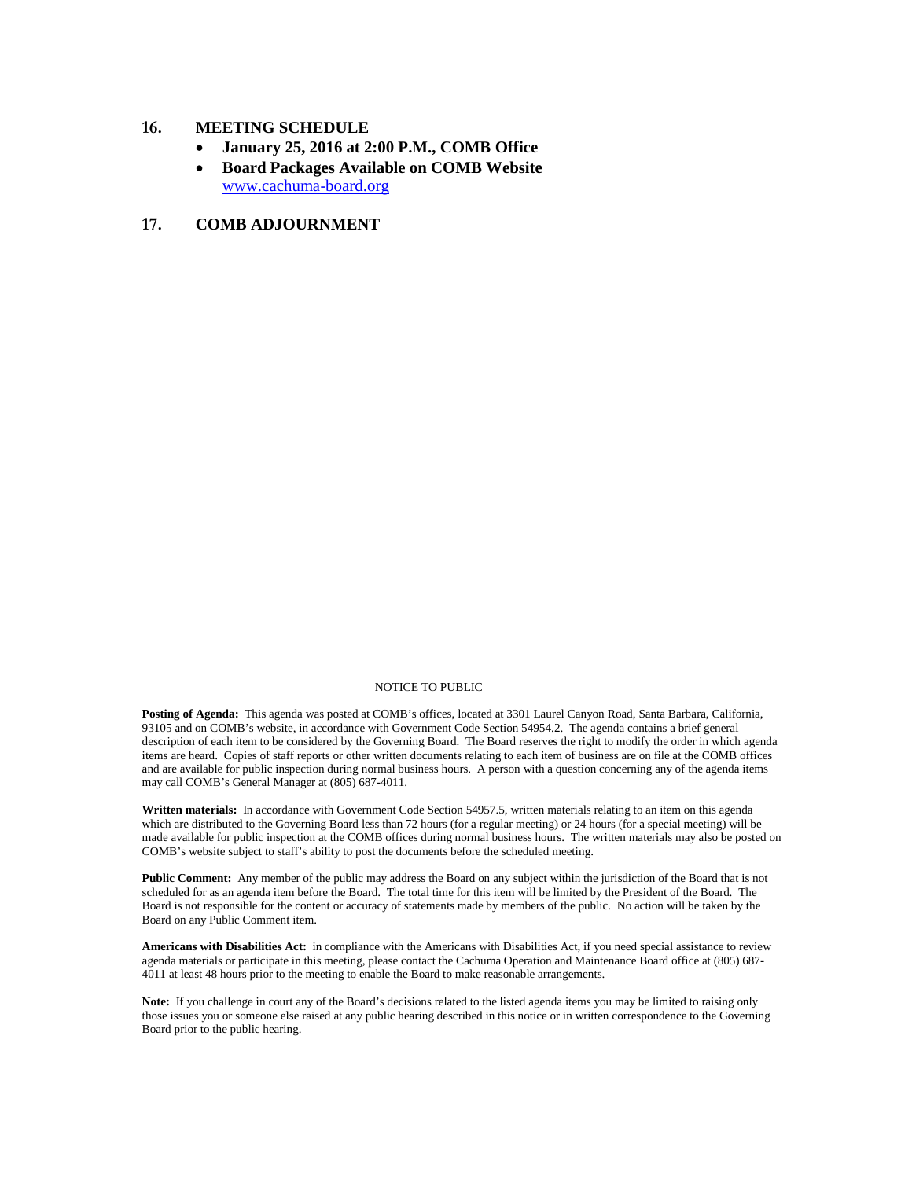## 16. MEETING SCHEDULE

- **January 25, 2016 at 2:00 P.M., COMB Office**
- **Board Packages Available on COMB Website**
  www.cachuma-board.org

## 17. COMB ADJOURNMENT

NOTICE TO PUBLIC

**Posting of Agenda:** This agenda was posted at COMB's offices, located at 3301 Laurel Canyon Road, Santa Barbara, California, 93105 and on COMB's website, in accordance with Government Code Section 54954.2. The agenda contains a brief general description of each item to be considered by the Governing Board. The Board reserves the right to modify the order in which agenda items are heard. Copies of staff reports or other written documents relating to each item of business are on file at the COMB offices and are available for public inspection during normal business hours. A person with a question concerning any of the agenda items may call COMB's General Manager at (805) 687-4011.

**Written materials:** In accordance with Government Code Section 54957.5, written materials relating to an item on this agenda which are distributed to the Governing Board less than 72 hours (for a regular meeting) or 24 hours (for a special meeting) will be made available for public inspection at the COMB offices during normal business hours. The written materials may also be posted on COMB's website subject to staff's ability to post the documents before the scheduled meeting.

**Public Comment:** Any member of the public may address the Board on any subject within the jurisdiction of the Board that is not scheduled for as an agenda item before the Board. The total time for this item will be limited by the President of the Board. The Board is not responsible for the content or accuracy of statements made by members of the public. No action will be taken by the Board on any Public Comment item.

**Americans with Disabilities Act:** in compliance with the Americans with Disabilities Act, if you need special assistance to review agenda materials or participate in this meeting, please contact the Cachuma Operation and Maintenance Board office at (805) 687-4011 at least 48 hours prior to the meeting to enable the Board to make reasonable arrangements.

**Note:** If you challenge in court any of the Board's decisions related to the listed agenda items you may be limited to raising only those issues you or someone else raised at any public hearing described in this notice or in written correspondence to the Governing Board prior to the public hearing.